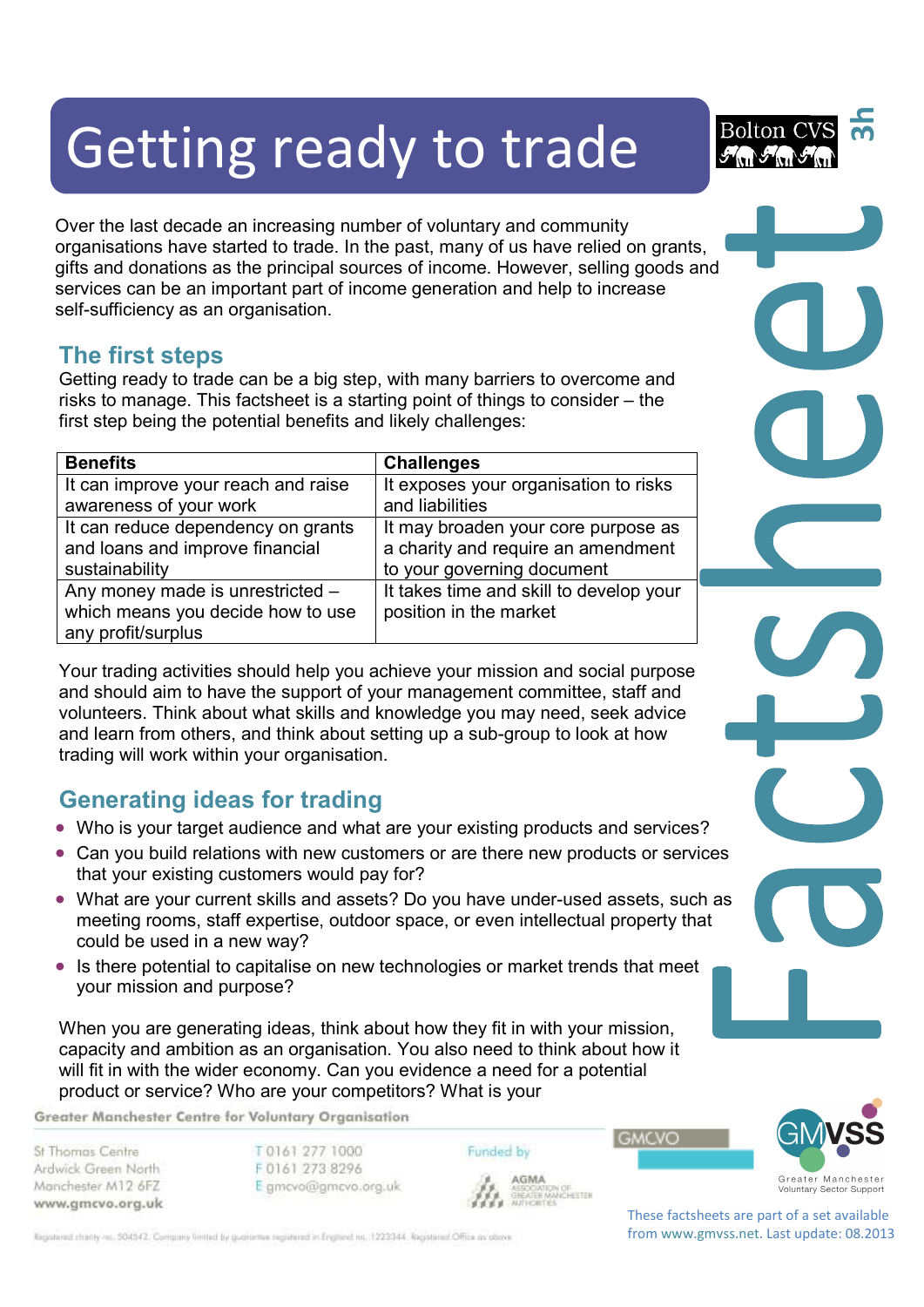# Getting ready to trade

Over the last decade an increasing number of voluntary and community organisations have started to trade. In the past, many of us have relied on grants, gifts and donations as the principal sources of income. However, selling goods and services can be an important part of income generation and help to increase self-sufficiency as an organisation.

## The first steps

Getting ready to trade can be a big step, with many barriers to overcome and risks to manage. This factsheet is a starting point of things to consider – the first step being the potential benefits and likely challenges:

| Benefits | Challenges |
|---|---|
| It can improve your reach and raise awareness of your work | It exposes your organisation to risks and liabilities |
| It can reduce dependency on grants and loans and improve financial sustainability | It may broaden your core purpose as a charity and require an amendment to your governing document |
| Any money made is unrestricted – which means you decide how to use any profit/surplus | It takes time and skill to develop your position in the market |

Your trading activities should help you achieve your mission and social purpose and should aim to have the support of your management committee, staff and volunteers. Think about what skills and knowledge you may need, seek advice and learn from others, and think about setting up a sub-group to look at how trading will work within your organisation.

## Generating ideas for trading

- Who is your target audience and what are your existing products and services?
- Can you build relations with new customers or are there new products or services that your existing customers would pay for?
- What are your current skills and assets? Do you have under-used assets, such as meeting rooms, staff expertise, outdoor space, or even intellectual property that could be used in a new way?
- Is there potential to capitalise on new technologies or market trends that meet your mission and purpose?

When you are generating ideas, think about how they fit in with your mission, capacity and ambition as an organisation. You also need to think about how it will fit in with the wider economy. Can you evidence a need for a potential product or service? Who are your competitors? What is your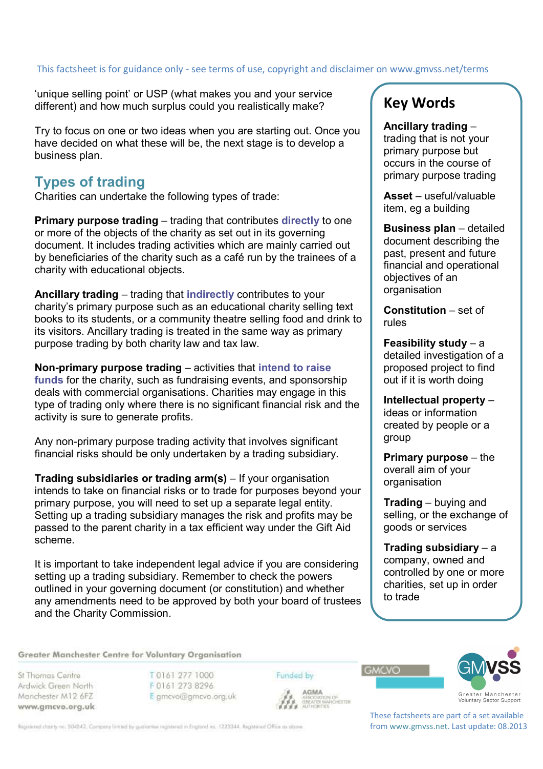'unique selling point' or USP (what makes you and your service different) and how much surplus could you realistically make?

Try to focus on one or two ideas when you are starting out. Once you have decided on what these will be, the next stage is to develop a business plan.

## Types of trading

Charities can undertake the following types of trade:

**Primary purpose trading** – trading that contributes **directly** to one or more of the objects of the charity as set out in its governing document. It includes trading activities which are mainly carried out by beneficiaries of the charity such as a café run by the trainees of a charity with educational objects.

**Ancillary trading** – trading that **indirectly** contributes to your charity's primary purpose such as an educational charity selling text books to its students, or a community theatre selling food and drink to its visitors. Ancillary trading is treated in the same way as primary purpose trading by both charity law and tax law.

**Non-primary purpose trading** – activities that **intend to raise funds** for the charity, such as fundraising events, and sponsorship deals with commercial organisations. Charities may engage in this type of trading only where there is no significant financial risk and the activity is sure to generate profits.

Any non-primary purpose trading activity that involves significant financial risks should be only undertaken by a trading subsidiary.

**Trading subsidiaries or trading arm(s)** – If your organisation intends to take on financial risks or to trade for purposes beyond your primary purpose, you will need to set up a separate legal entity. Setting up a trading subsidiary manages the risk and profits may be passed to the parent charity in a tax efficient way under the Gift Aid scheme.

It is important to take independent legal advice if you are considering setting up a trading subsidiary. Remember to check the powers outlined in your governing document (or constitution) and whether any amendments need to be approved by both your board of trustees and the Charity Commission.

## Key Words

**Ancillary trading** – trading that is not your primary purpose but occurs in the course of primary purpose trading

**Asset** – useful/valuable item, eg a building

**Business plan** – detailed document describing the past, present and future financial and operational objectives of an organisation

**Constitution** – set of rules

**Feasibility study** – a detailed investigation of a proposed project to find out if it is worth doing

**Intellectual property** – ideas or information created by people or a group

**Primary purpose** – the overall aim of your organisation

**Trading** – buying and selling, or the exchange of goods or services

**Trading subsidiary** – a company, owned and controlled by one or more charities, set up in order to trade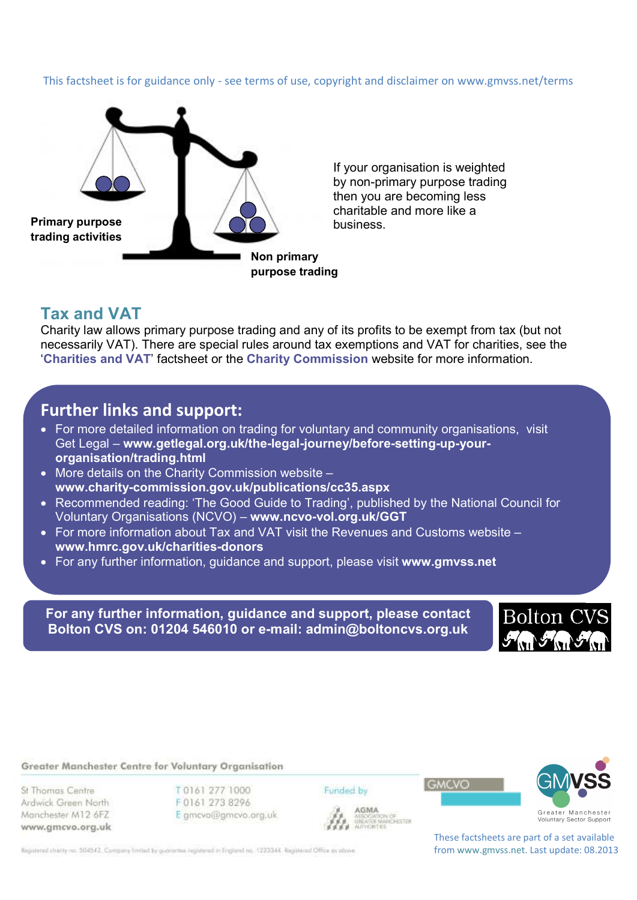This factsheet is for guidance only - see terms of use, copyright and disclaimer on www.gmvss.net/terms

**Primary purpose trading activities**

**Non primary purpose trading**

If your organisation is weighted by non-primary purpose trading then you are becoming less charitable and more like a business.

## Tax and VAT

Charity law allows primary purpose trading and any of its profits to be exempt from tax (but not necessarily VAT). There are special rules around tax exemptions and VAT for charities, see the '**Charities and VAT**' factsheet or the **Charity Commission** website for more information.

## Further links and support:

- For more detailed information on trading for voluntary and community organisations, visit Get Legal – **www.getlegal.org.uk/the-legal-journey/before-setting-up-your-organisation/trading.html**
- More details on the Charity Commission website – **www.charity-commission.gov.uk/publications/cc35.aspx**
- Recommended reading: 'The Good Guide to Trading', published by the National Council for Voluntary Organisations (NCVO) – **www.ncvo-vol.org.uk/GGT**
- For more information about Tax and VAT visit the Revenues and Customs website – **www.hmrc.gov.uk/charities-donors**
- For any further information, guidance and support, please visit **www.gmvss.net**

**For any further information, guidance and support, please contact Bolton CVS on: 01204 546010 or e-mail: admin@boltoncvs.org.uk**

Bolton CVS

Greater Manchester Centre for Voluntary Organisation

St Thomas Centre
Ardwick Green North
Manchester M12 6FZ
**www.gmcvo.org.uk**

T 0161 277 1000
F 0161 273 8296
E gmcvo@gmcvo.org.uk

Funded by

AGMA Association of Greater Manchester Authorities

GMCVO

GMVSS Greater Manchester Voluntary Sector Support

Registered charity no. 504542. Company limited by guarantee registered in England no. 1223344. Registered Office as above

These factsheets are part of a set available from www.gmvss.net. Last update: 08.2013